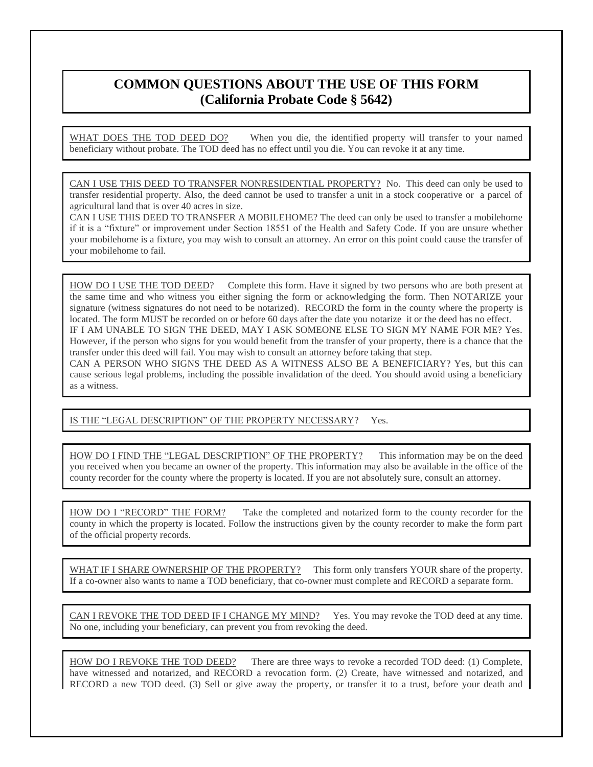# COMMON QUESTIONS ABOUT THE USE OF THIS FORM (California Probate Code § 5642)

WHAT DOES THE TOD DEED DO? When you die, the identified property will transfer to your named beneficiary without probate. The TOD deed has no effect until you die. You can revoke it at any time.

CAN I USE THIS DEED TO TRANSFER NONRESIDENTIAL PROPERTY? No. This deed can only be used to transfer residential property. Also, the deed cannot be used to transfer a unit in a stock cooperative or a parcel of agricultural land that is over 40 acres in size.

CAN I USE THIS DEED TO TRANSFER A MOBILEHOME? The deed can only be used to transfer a mobilehome if it is a "fixture" or improvement under Section 18551 of the Health and Safety Code. If you are unsure whether your mobilehome is a fixture, you may wish to consult an attorney. An error on this point could cause the transfer of your mobilehome to fail.

HOW DO I USE THE TOD DEED? Complete this form. Have it signed by two persons who are both present at the same time and who witness you either signing the form or acknowledging the form. Then NOTARIZE your signature (witness signatures do not need to be notarized). RECORD the form in the county where the property is located. The form MUST be recorded on or before 60 days after the date you notarize it or the deed has no effect.

IF I AM UNABLE TO SIGN THE DEED, MAY I ASK SOMEONE ELSE TO SIGN MY NAME FOR ME? Yes. However, if the person who signs for you would benefit from the transfer of your property, there is a chance that the transfer under this deed will fail. You may wish to consult an attorney before taking that step.

CAN A PERSON WHO SIGNS THE DEED AS A WITNESS ALSO BE A BENEFICIARY? Yes, but this can cause serious legal problems, including the possible invalidation of the deed. You should avoid using a beneficiary as a witness.

IS THE "LEGAL DESCRIPTION" OF THE PROPERTY NECESSARY? Yes.

HOW DO I FIND THE "LEGAL DESCRIPTION" OF THE PROPERTY? This information may be on the deed you received when you became an owner of the property. This information may also be available in the office of the county recorder for the county where the property is located. If you are not absolutely sure, consult an attorney.

HOW DO I "RECORD" THE FORM? Take the completed and notarized form to the county recorder for the county in which the property is located. Follow the instructions given by the county recorder to make the form part of the official property records.

WHAT IF I SHARE OWNERSHIP OF THE PROPERTY? This form only transfers YOUR share of the property. If a co-owner also wants to name a TOD beneficiary, that co-owner must complete and RECORD a separate form.

CAN I REVOKE THE TOD DEED IF I CHANGE MY MIND? Yes. You may revoke the TOD deed at any time. No one, including your beneficiary, can prevent you from revoking the deed.

HOW DO I REVOKE THE TOD DEED? There are three ways to revoke a recorded TOD deed: (1) Complete, have witnessed and notarized, and RECORD a revocation form. (2) Create, have witnessed and notarized, and RECORD a new TOD deed. (3) Sell or give away the property, or transfer it to a trust, before your death and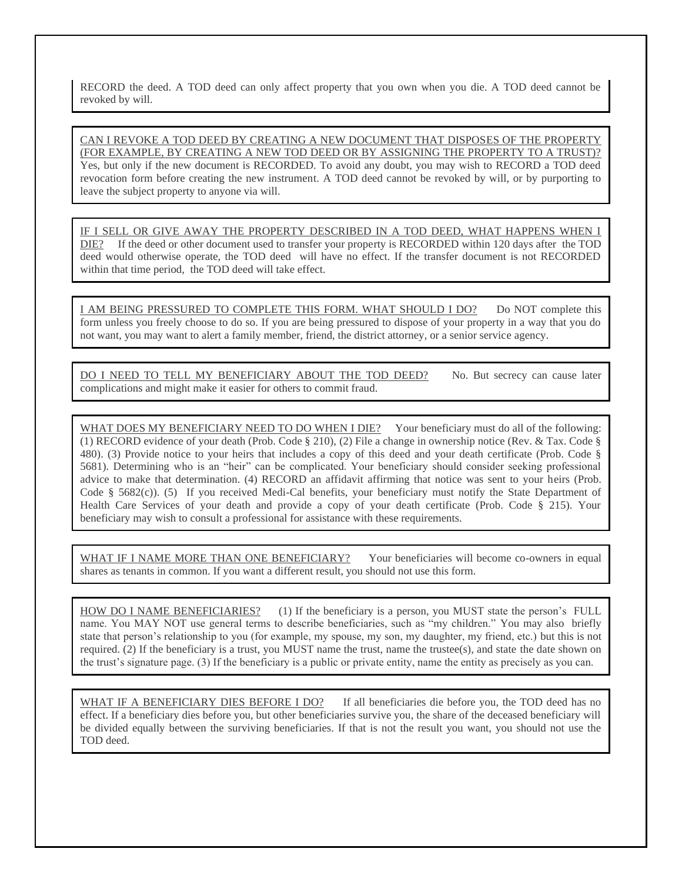RECORD the deed. A TOD deed can only affect property that you own when you die. A TOD deed cannot be revoked by will.

CAN I REVOKE A TOD DEED BY CREATING A NEW DOCUMENT THAT DISPOSES OF THE PROPERTY (FOR EXAMPLE, BY CREATING A NEW TOD DEED OR BY ASSIGNING THE PROPERTY TO A TRUST)? Yes, but only if the new document is RECORDED. To avoid any doubt, you may wish to RECORD a TOD deed revocation form before creating the new instrument. A TOD deed cannot be revoked by will, or by purporting to leave the subject property to anyone via will.

IF I SELL OR GIVE AWAY THE PROPERTY DESCRIBED IN A TOD DEED, WHAT HAPPENS WHEN I DIE? If the deed or other document used to transfer your property is RECORDED within 120 days after the TOD deed would otherwise operate, the TOD deed will have no effect. If the transfer document is not RECORDED within that time period, the TOD deed will take effect.

I AM BEING PRESSURED TO COMPLETE THIS FORM. WHAT SHOULD I DO? Do NOT complete this form unless you freely choose to do so. If you are being pressured to dispose of your property in a way that you do not want, you may want to alert a family member, friend, the district attorney, or a senior service agency.

DO I NEED TO TELL MY BENEFICIARY ABOUT THE TOD DEED? No. But secrecy can cause later complications and might make it easier for others to commit fraud.

WHAT DOES MY BENEFICIARY NEED TO DO WHEN I DIE? Your beneficiary must do all of the following: (1) RECORD evidence of your death (Prob. Code § 210), (2) File a change in ownership notice (Rev. & Tax. Code § 480). (3) Provide notice to your heirs that includes a copy of this deed and your death certificate (Prob. Code § 5681). Determining who is an "heir" can be complicated. Your beneficiary should consider seeking professional advice to make that determination. (4) RECORD an affidavit affirming that notice was sent to your heirs (Prob. Code § 5682(c)). (5) If you received Medi-Cal benefits, your beneficiary must notify the State Department of Health Care Services of your death and provide a copy of your death certificate (Prob. Code § 215). Your beneficiary may wish to consult a professional for assistance with these requirements.

WHAT IF I NAME MORE THAN ONE BENEFICIARY? Your beneficiaries will become co-owners in equal shares as tenants in common. If you want a different result, you should not use this form.

HOW DO I NAME BENEFICIARIES? (1) If the beneficiary is a person, you MUST state the person's FULL name. You MAY NOT use general terms to describe beneficiaries, such as "my children." You may also briefly state that person's relationship to you (for example, my spouse, my son, my daughter, my friend, etc.) but this is not required. (2) If the beneficiary is a trust, you MUST name the trust, name the trustee(s), and state the date shown on the trust's signature page. (3) If the beneficiary is a public or private entity, name the entity as precisely as you can.

WHAT IF A BENEFICIARY DIES BEFORE I DO? If all beneficiaries die before you, the TOD deed has no effect. If a beneficiary dies before you, but other beneficiaries survive you, the share of the deceased beneficiary will be divided equally between the surviving beneficiaries. If that is not the result you want, you should not use the TOD deed.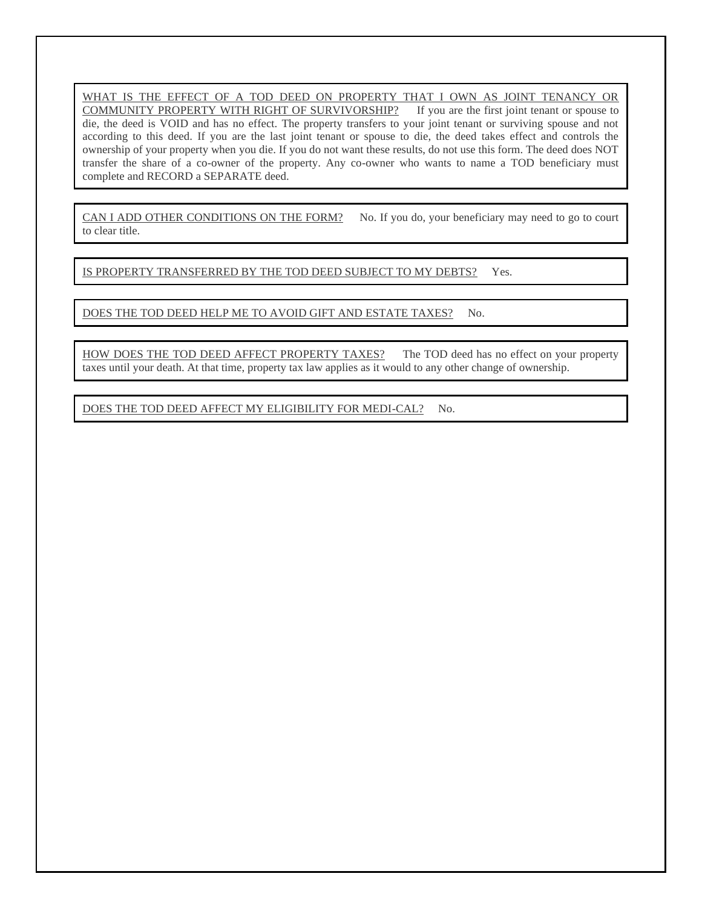WHAT IS THE EFFECT OF A TOD DEED ON PROPERTY THAT I OWN AS JOINT TENANCY OR COMMUNITY PROPERTY WITH RIGHT OF SURVIVORSHIP? If you are the first joint tenant or spouse to die, the deed is VOID and has no effect. The property transfers to your joint tenant or surviving spouse and not according to this deed. If you are the last joint tenant or spouse to die, the deed takes effect and controls the ownership of your property when you die. If you do not want these results, do not use this form. The deed does NOT transfer the share of a co-owner of the property. Any co-owner who wants to name a TOD beneficiary must complete and RECORD a SEPARATE deed.

CAN I ADD OTHER CONDITIONS ON THE FORM? No. If you do, your beneficiary may need to go to court to clear title.

IS PROPERTY TRANSFERRED BY THE TOD DEED SUBJECT TO MY DEBTS? Yes.

DOES THE TOD DEED HELP ME TO AVOID GIFT AND ESTATE TAXES? No.

HOW DOES THE TOD DEED AFFECT PROPERTY TAXES? The TOD deed has no effect on your property taxes until your death. At that time, property tax law applies as it would to any other change of ownership.

DOES THE TOD DEED AFFECT MY ELIGIBILITY FOR MEDI-CAL? No.